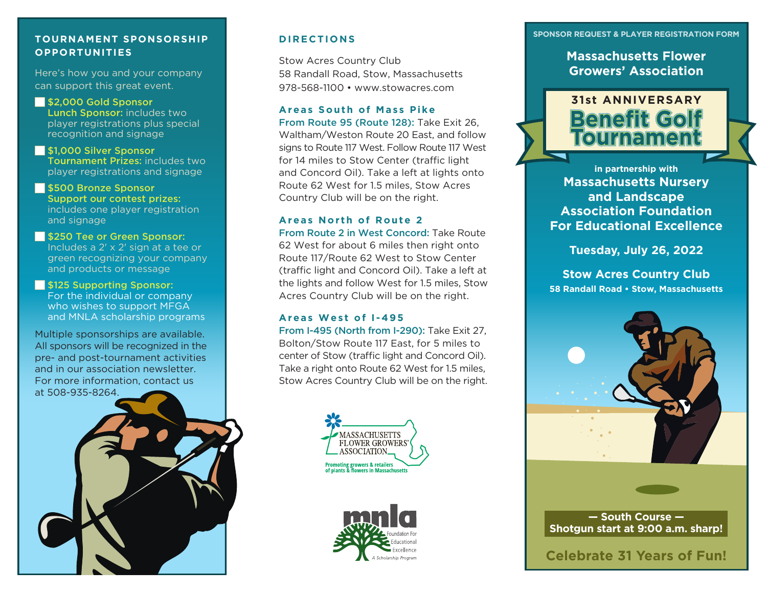## TOURNAMENT SPONSORSHIP OPPORTUNITIES

Here's how you and your company can support this great event.

- ☐ **$2,000 Gold Sponsor**
  **Lunch Sponsor:** includes two player registrations plus special recognition and signage
- ☐ **$1,000 Silver Sponsor**
  **Tournament Prizes:** includes two player registrations and signage
- ☐ **$500 Bronze Sponsor**
  **Support our contest prizes:** includes one player registration and signage
- ☐ **$250 Tee or Green Sponsor:** Includes a 2′ x 2′ sign at a tee or green recognizing your company and products or message
- ☐ **$125 Supporting Sponsor:** For the individual or company who wishes to support MFGA and MNLA scholarship programs

Multiple sponsorships are available. All sponsors will be recognized in the pre- and post-tournament activities and in our association newsletter. For more information, contact us at 508-935-8264.

## DIRECTIONS

Stow Acres Country Club
58 Randall Road, Stow, Massachusetts
978-568-1100 • www.stowacres.com

### Areas South of Mass Pike

**From Route 95 (Route 128):** Take Exit 26, Waltham/Weston Route 20 East, and follow signs to Route 117 West. Follow Route 117 West for 14 miles to Stow Center (traffic light and Concord Oil). Take a left at lights onto Route 62 West for 1.5 miles, Stow Acres Country Club will be on the right.

### Areas North of Route 2

**From Route 2 in West Concord:** Take Route 62 West for about 6 miles then right onto Route 117/Route 62 West to Stow Center (traffic light and Concord Oil). Take a left at the lights and follow West for 1.5 miles, Stow Acres Country Club will be on the right.

### Areas West of I-495

**From I-495 (North from I-290):** Take Exit 27, Bolton/Stow Route 117 East, for 5 miles to center of Stow (traffic light and Concord Oil). Take a right onto Route 62 West for 1.5 miles, Stow Acres Country Club will be on the right.

MASSACHUSETTS FLOWER GROWERS' ASSOCIATION
Promoting growers & retailers of plants & flowers in Massachusetts

mnla Foundation For Educational Excellence
A Scholarship Program

SPONSOR REQUEST & PLAYER REGISTRATION FORM

# Massachusetts Flower Growers' Association

## 31st ANNIVERSARY Benefit Golf Tournament

in partnership with
**Massachusetts Nursery and Landscape Association Foundation For Educational Excellence**

**Tuesday, July 26, 2022**

**Stow Acres Country Club**
**58 Randall Road • Stow, Massachusetts**

**— South Course —**
**Shotgun start at 9:00 a.m. sharp!**

**Celebrate 31 Years of Fun!**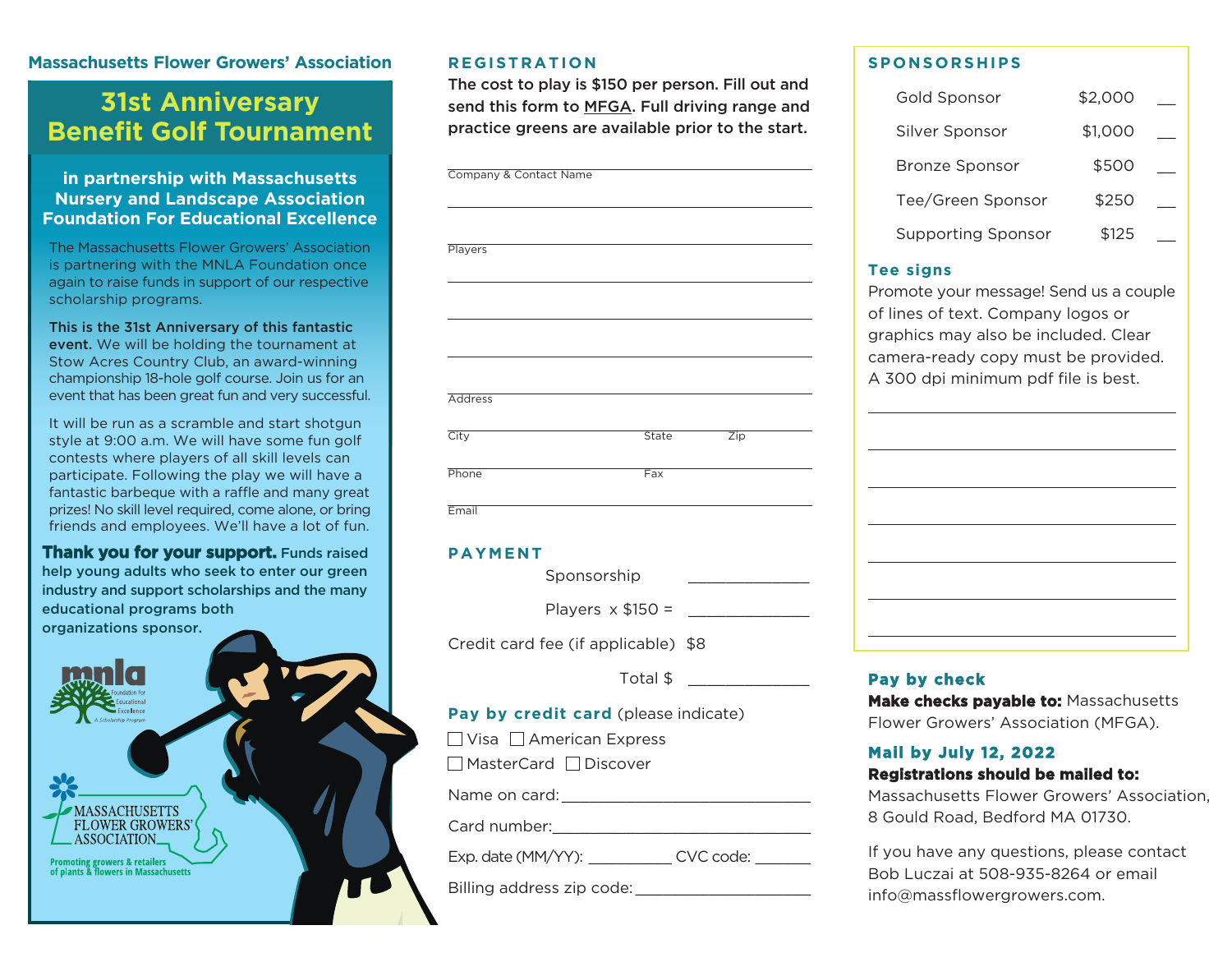Massachusetts Flower Growers' Association

# 31st Anniversary Benefit Golf Tournament

### in partnership with Massachusetts Nursery and Landscape Association Foundation For Educational Excellence

The Massachusetts Flower Growers' Association is partnering with the MNLA Foundation once again to raise funds in support of our respective scholarship programs.

**This is the 31st Anniversary of this fantastic event.** We will be holding the tournament at Stow Acres Country Club, an award-winning championship 18-hole golf course. Join us for an event that has been great fun and very successful.

It will be run as a scramble and start shotgun style at 9:00 a.m. We will have some fun golf contests where players of all skill levels can participate. Following the play we will have a fantastic barbeque with a raffle and many great prizes! No skill level required, come alone, or bring friends and employees. We'll have a lot of fun.

**Thank you for your support.** Funds raised help young adults who seek to enter our green industry and support scholarships and the many educational programs both organizations sponsor.

mnla Foundation for Educational Excellence A Scholarship Program

MASSACHUSETTS FLOWER GROWERS' ASSOCIATION
Promoting growers & retailers of plants & flowers in Massachusetts

## REGISTRATION

**The cost to play is $150 per person. Fill out and send this form to MFGA. Full driving range and practice greens are available prior to the start.**

Company & Contact Name ______________________

______________________

Players ______________________

______________________

______________________

______________________

Address ______________________

City ____________ State ______ Zip ______

Phone ____________ Fax ____________

Email ______________________

## PAYMENT

Sponsorship ______________

Players x $150 = ______________

Credit card fee (if applicable) $8

Total $ ______________

**Pay by credit card** (please indicate)

☐ Visa ☐ American Express

☐ MasterCard ☐ Discover

Name on card: ______________________

Card number: ______________________

Exp. date (MM/YY): __________ CVC code: _______

Billing address zip code: ______________________

## SPONSORSHIPS

| | | |
|---|---|---|
| Gold Sponsor | $2,000 | __ |
| Silver Sponsor | $1,000 | __ |
| Bronze Sponsor | $500 | __ |
| Tee/Green Sponsor | $250 | __ |
| Supporting Sponsor | $125 | __ |

### Tee signs

Promote your message! Send us a couple of lines of text. Company logos or graphics may also be included. Clear camera-ready copy must be provided. A 300 dpi minimum pdf file is best.

______________________

______________________

______________________

______________________

______________________

______________________

______________________

### Pay by check

**Make checks payable to:** Massachusetts Flower Growers' Association (MFGA).

### Mail by July 12, 2022

**Registrations should be mailed to:**
Massachusetts Flower Growers' Association, 8 Gould Road, Bedford MA 01730.

If you have any questions, please contact Bob Luczai at 508-935-8264 or email info@massflowergrowers.com.